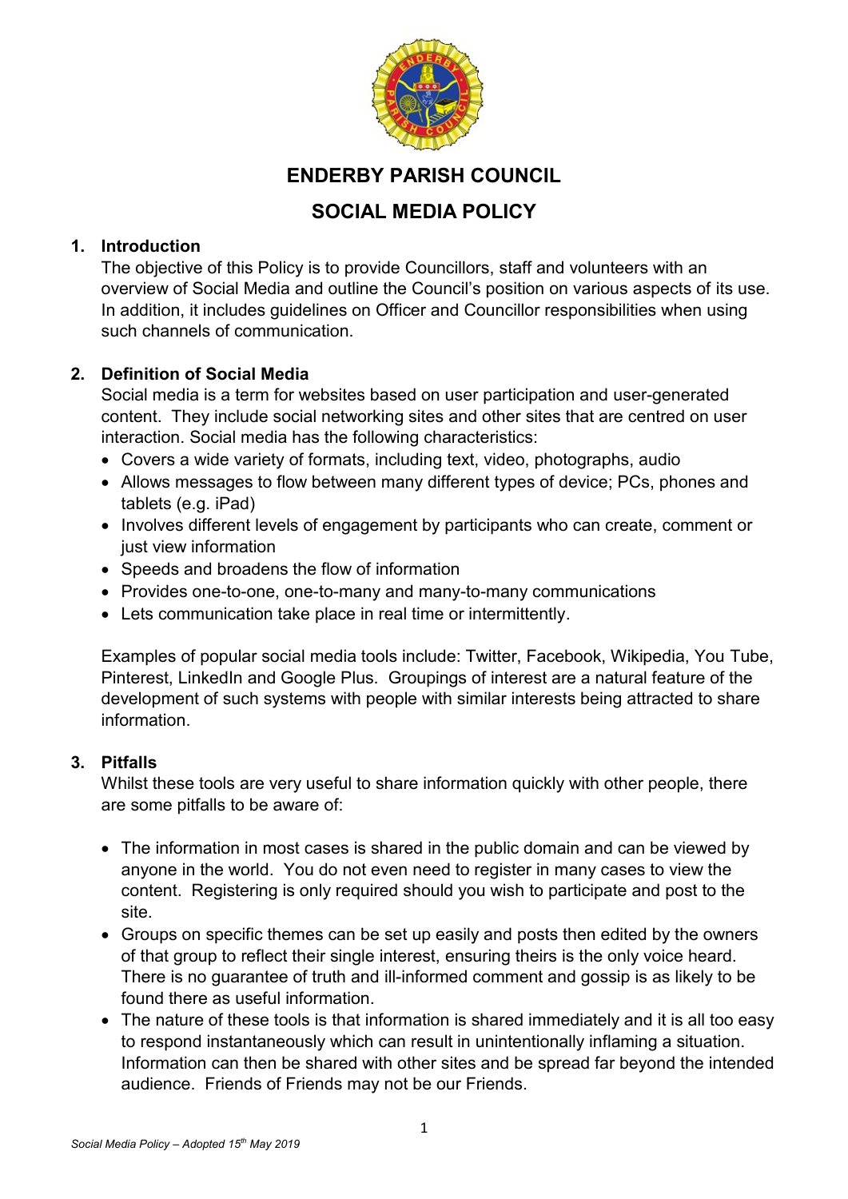# ENDERBY PARISH COUNCIL

# SOCIAL MEDIA POLICY

## 1. Introduction

The objective of this Policy is to provide Councillors, staff and volunteers with an overview of Social Media and outline the Council's position on various aspects of its use. In addition, it includes guidelines on Officer and Councillor responsibilities when using such channels of communication.

## 2. Definition of Social Media

Social media is a term for websites based on user participation and user-generated content. They include social networking sites and other sites that are centred on user interaction. Social media has the following characteristics:

- Covers a wide variety of formats, including text, video, photographs, audio
- Allows messages to flow between many different types of device; PCs, phones and tablets (e.g. iPad)
- Involves different levels of engagement by participants who can create, comment or just view information
- Speeds and broadens the flow of information
- Provides one-to-one, one-to-many and many-to-many communications
- Lets communication take place in real time or intermittently.

Examples of popular social media tools include: Twitter, Facebook, Wikipedia, You Tube, Pinterest, LinkedIn and Google Plus. Groupings of interest are a natural feature of the development of such systems with people with similar interests being attracted to share information.

## 3. Pitfalls

Whilst these tools are very useful to share information quickly with other people, there are some pitfalls to be aware of:

- The information in most cases is shared in the public domain and can be viewed by anyone in the world. You do not even need to register in many cases to view the content. Registering is only required should you wish to participate and post to the site.
- Groups on specific themes can be set up easily and posts then edited by the owners of that group to reflect their single interest, ensuring theirs is the only voice heard. There is no guarantee of truth and ill-informed comment and gossip is as likely to be found there as useful information.
- The nature of these tools is that information is shared immediately and it is all too easy to respond instantaneously which can result in unintentionally inflaming a situation. Information can then be shared with other sites and be spread far beyond the intended audience. Friends of Friends may not be our Friends.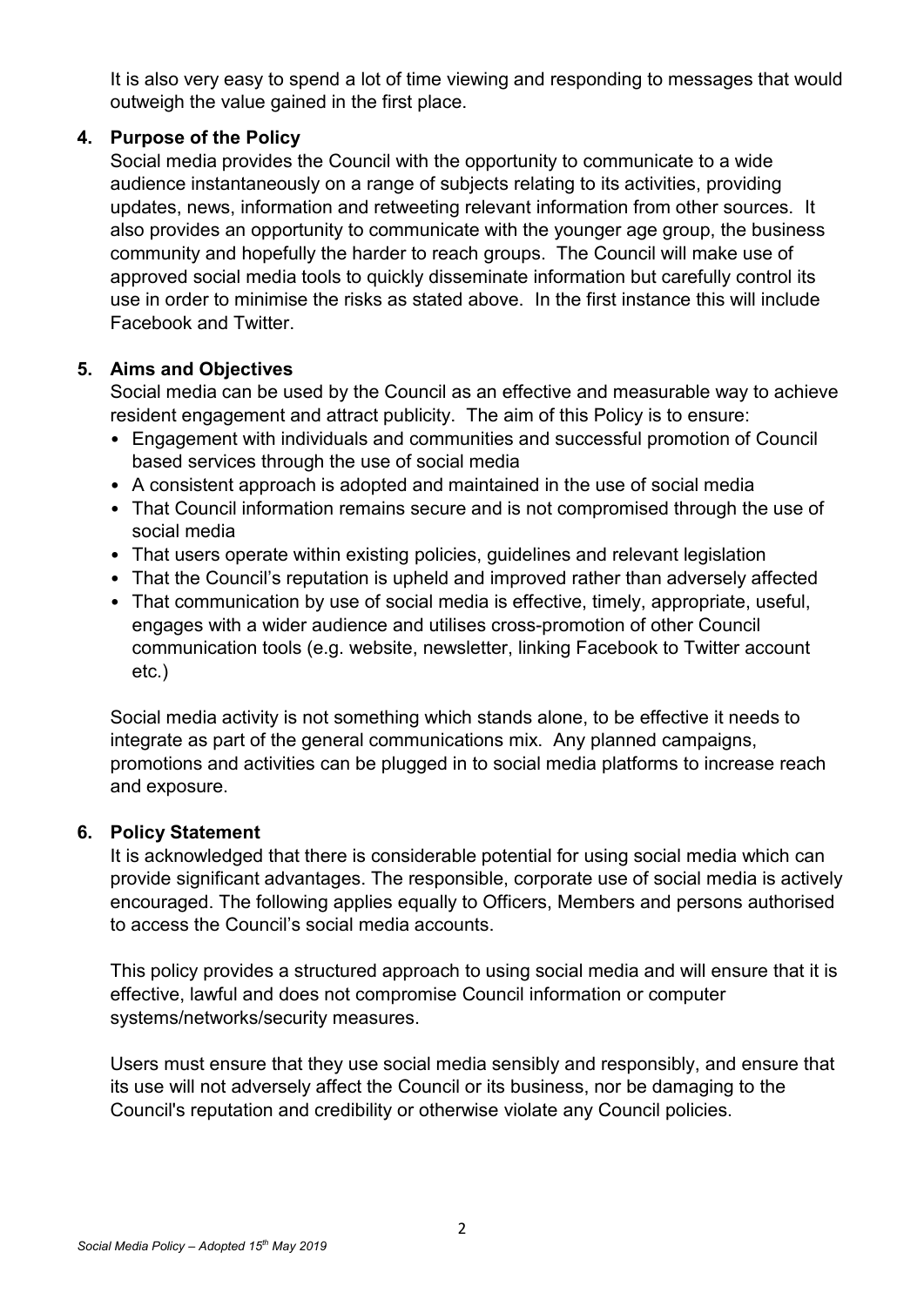It is also very easy to spend a lot of time viewing and responding to messages that would outweigh the value gained in the first place.

## 4. Purpose of the Policy

Social media provides the Council with the opportunity to communicate to a wide audience instantaneously on a range of subjects relating to its activities, providing updates, news, information and retweeting relevant information from other sources. It also provides an opportunity to communicate with the younger age group, the business community and hopefully the harder to reach groups. The Council will make use of approved social media tools to quickly disseminate information but carefully control its use in order to minimise the risks as stated above. In the first instance this will include Facebook and Twitter.

## 5. Aims and Objectives

Social media can be used by the Council as an effective and measurable way to achieve resident engagement and attract publicity. The aim of this Policy is to ensure:

- Engagement with individuals and communities and successful promotion of Council based services through the use of social media
- A consistent approach is adopted and maintained in the use of social media
- That Council information remains secure and is not compromised through the use of social media
- That users operate within existing policies, guidelines and relevant legislation
- That the Council's reputation is upheld and improved rather than adversely affected
- That communication by use of social media is effective, timely, appropriate, useful, engages with a wider audience and utilises cross-promotion of other Council communication tools (e.g. website, newsletter, linking Facebook to Twitter account etc.)

Social media activity is not something which stands alone, to be effective it needs to integrate as part of the general communications mix. Any planned campaigns, promotions and activities can be plugged in to social media platforms to increase reach and exposure.

## 6. Policy Statement

It is acknowledged that there is considerable potential for using social media which can provide significant advantages. The responsible, corporate use of social media is actively encouraged. The following applies equally to Officers, Members and persons authorised to access the Council's social media accounts.

This policy provides a structured approach to using social media and will ensure that it is effective, lawful and does not compromise Council information or computer systems/networks/security measures.

Users must ensure that they use social media sensibly and responsibly, and ensure that its use will not adversely affect the Council or its business, nor be damaging to the Council's reputation and credibility or otherwise violate any Council policies.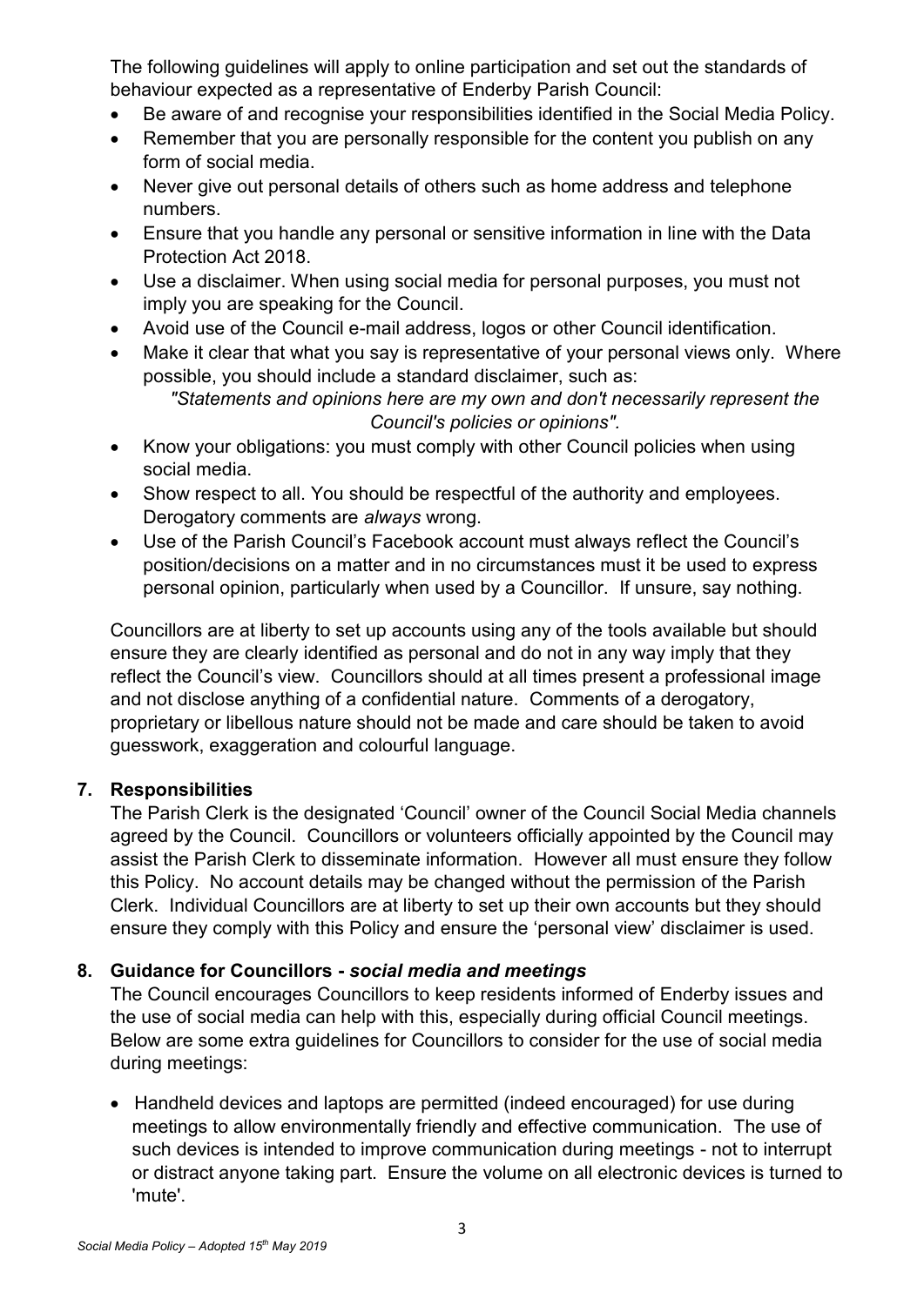The following guidelines will apply to online participation and set out the standards of behaviour expected as a representative of Enderby Parish Council:

- Be aware of and recognise your responsibilities identified in the Social Media Policy.
- Remember that you are personally responsible for the content you publish on any form of social media.
- Never give out personal details of others such as home address and telephone numbers.
- Ensure that you handle any personal or sensitive information in line with the Data Protection Act 2018.
- Use a disclaimer. When using social media for personal purposes, you must not imply you are speaking for the Council.
- Avoid use of the Council e-mail address, logos or other Council identification.
- Make it clear that what you say is representative of your personal views only. Where possible, you should include a standard disclaimer, such as:

  *"Statements and opinions here are my own and don't necessarily represent the Council's policies or opinions".*
- Know your obligations: you must comply with other Council policies when using social media.
- Show respect to all. You should be respectful of the authority and employees. Derogatory comments are *always* wrong.
- Use of the Parish Council's Facebook account must always reflect the Council's position/decisions on a matter and in no circumstances must it be used to express personal opinion, particularly when used by a Councillor. If unsure, say nothing.

Councillors are at liberty to set up accounts using any of the tools available but should ensure they are clearly identified as personal and do not in any way imply that they reflect the Council's view. Councillors should at all times present a professional image and not disclose anything of a confidential nature. Comments of a derogatory, proprietary or libellous nature should not be made and care should be taken to avoid guesswork, exaggeration and colourful language.

## 7. Responsibilities

The Parish Clerk is the designated 'Council' owner of the Council Social Media channels agreed by the Council. Councillors or volunteers officially appointed by the Council may assist the Parish Clerk to disseminate information. However all must ensure they follow this Policy. No account details may be changed without the permission of the Parish Clerk. Individual Councillors are at liberty to set up their own accounts but they should ensure they comply with this Policy and ensure the 'personal view' disclaimer is used.

## 8. Guidance for Councillors - *social media and meetings*

The Council encourages Councillors to keep residents informed of Enderby issues and the use of social media can help with this, especially during official Council meetings. Below are some extra guidelines for Councillors to consider for the use of social media during meetings:

- Handheld devices and laptops are permitted (indeed encouraged) for use during meetings to allow environmentally friendly and effective communication. The use of such devices is intended to improve communication during meetings - not to interrupt or distract anyone taking part. Ensure the volume on all electronic devices is turned to 'mute'.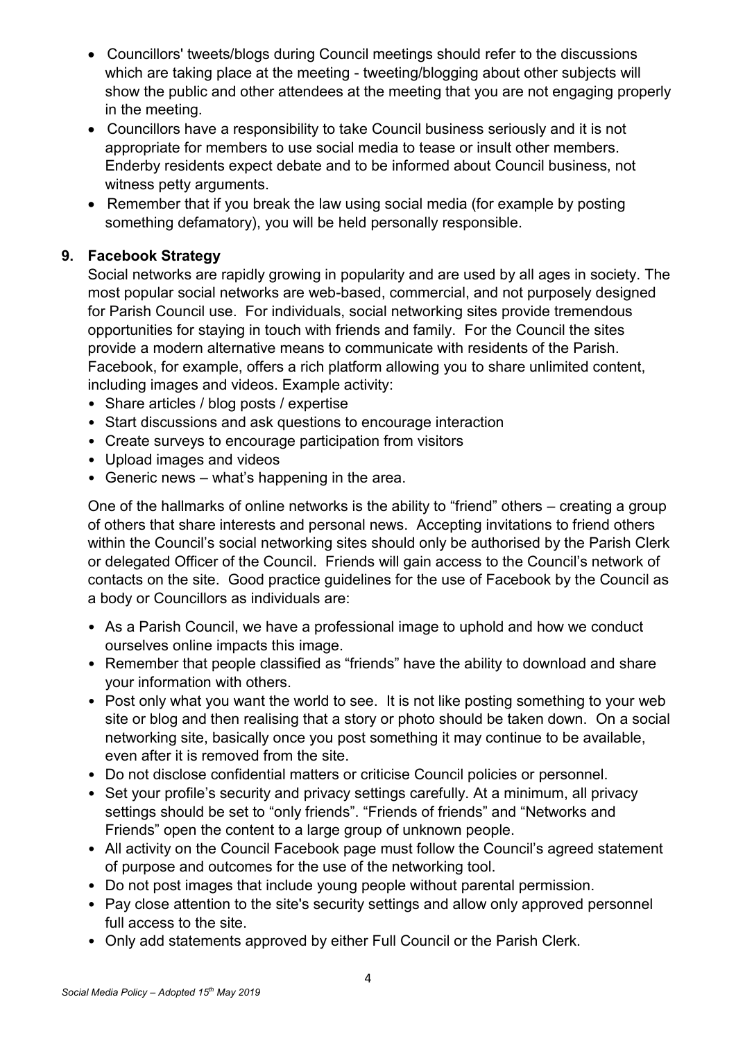- Councillors' tweets/blogs during Council meetings should refer to the discussions which are taking place at the meeting - tweeting/blogging about other subjects will show the public and other attendees at the meeting that you are not engaging properly in the meeting.
- Councillors have a responsibility to take Council business seriously and it is not appropriate for members to use social media to tease or insult other members. Enderby residents expect debate and to be informed about Council business, not witness petty arguments.
- Remember that if you break the law using social media (for example by posting something defamatory), you will be held personally responsible.

## 9. Facebook Strategy

Social networks are rapidly growing in popularity and are used by all ages in society. The most popular social networks are web-based, commercial, and not purposely designed for Parish Council use. For individuals, social networking sites provide tremendous opportunities for staying in touch with friends and family. For the Council the sites provide a modern alternative means to communicate with residents of the Parish. Facebook, for example, offers a rich platform allowing you to share unlimited content, including images and videos. Example activity:

- Share articles / blog posts / expertise
- Start discussions and ask questions to encourage interaction
- Create surveys to encourage participation from visitors
- Upload images and videos
- Generic news – what's happening in the area.

One of the hallmarks of online networks is the ability to "friend" others – creating a group of others that share interests and personal news. Accepting invitations to friend others within the Council's social networking sites should only be authorised by the Parish Clerk or delegated Officer of the Council. Friends will gain access to the Council's network of contacts on the site. Good practice guidelines for the use of Facebook by the Council as a body or Councillors as individuals are:

- As a Parish Council, we have a professional image to uphold and how we conduct ourselves online impacts this image.
- Remember that people classified as "friends" have the ability to download and share your information with others.
- Post only what you want the world to see. It is not like posting something to your web site or blog and then realising that a story or photo should be taken down. On a social networking site, basically once you post something it may continue to be available, even after it is removed from the site.
- Do not disclose confidential matters or criticise Council policies or personnel.
- Set your profile's security and privacy settings carefully. At a minimum, all privacy settings should be set to "only friends". "Friends of friends" and "Networks and Friends" open the content to a large group of unknown people.
- All activity on the Council Facebook page must follow the Council's agreed statement of purpose and outcomes for the use of the networking tool.
- Do not post images that include young people without parental permission.
- Pay close attention to the site's security settings and allow only approved personnel full access to the site.
- Only add statements approved by either Full Council or the Parish Clerk.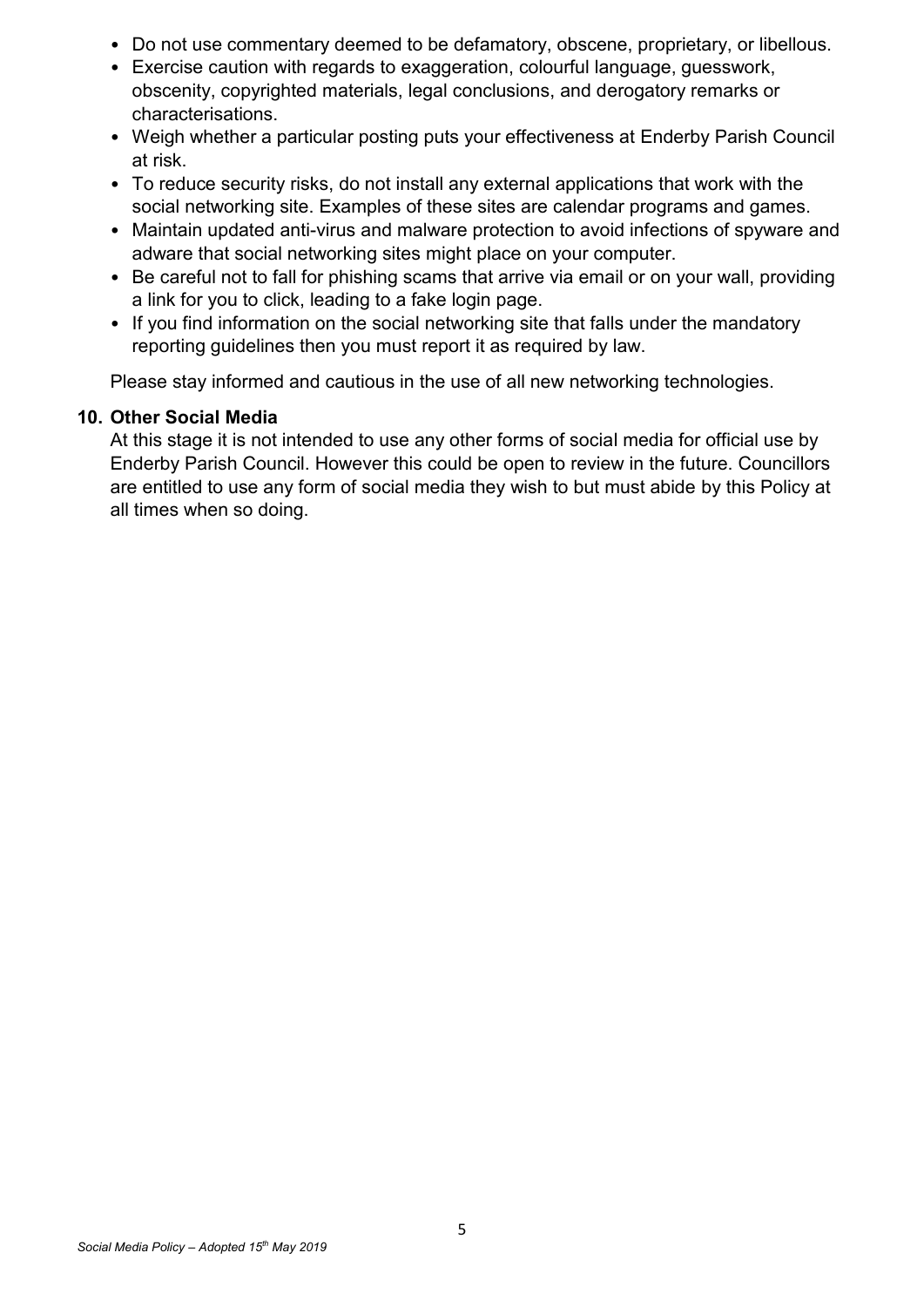- Do not use commentary deemed to be defamatory, obscene, proprietary, or libellous.
- Exercise caution with regards to exaggeration, colourful language, guesswork, obscenity, copyrighted materials, legal conclusions, and derogatory remarks or characterisations.
- Weigh whether a particular posting puts your effectiveness at Enderby Parish Council at risk.
- To reduce security risks, do not install any external applications that work with the social networking site. Examples of these sites are calendar programs and games.
- Maintain updated anti-virus and malware protection to avoid infections of spyware and adware that social networking sites might place on your computer.
- Be careful not to fall for phishing scams that arrive via email or on your wall, providing a link for you to click, leading to a fake login page.
- If you find information on the social networking site that falls under the mandatory reporting guidelines then you must report it as required by law.

Please stay informed and cautious in the use of all new networking technologies.

**10. Other Social Media**

At this stage it is not intended to use any other forms of social media for official use by Enderby Parish Council. However this could be open to review in the future. Councillors are entitled to use any form of social media they wish to but must abide by this Policy at all times when so doing.